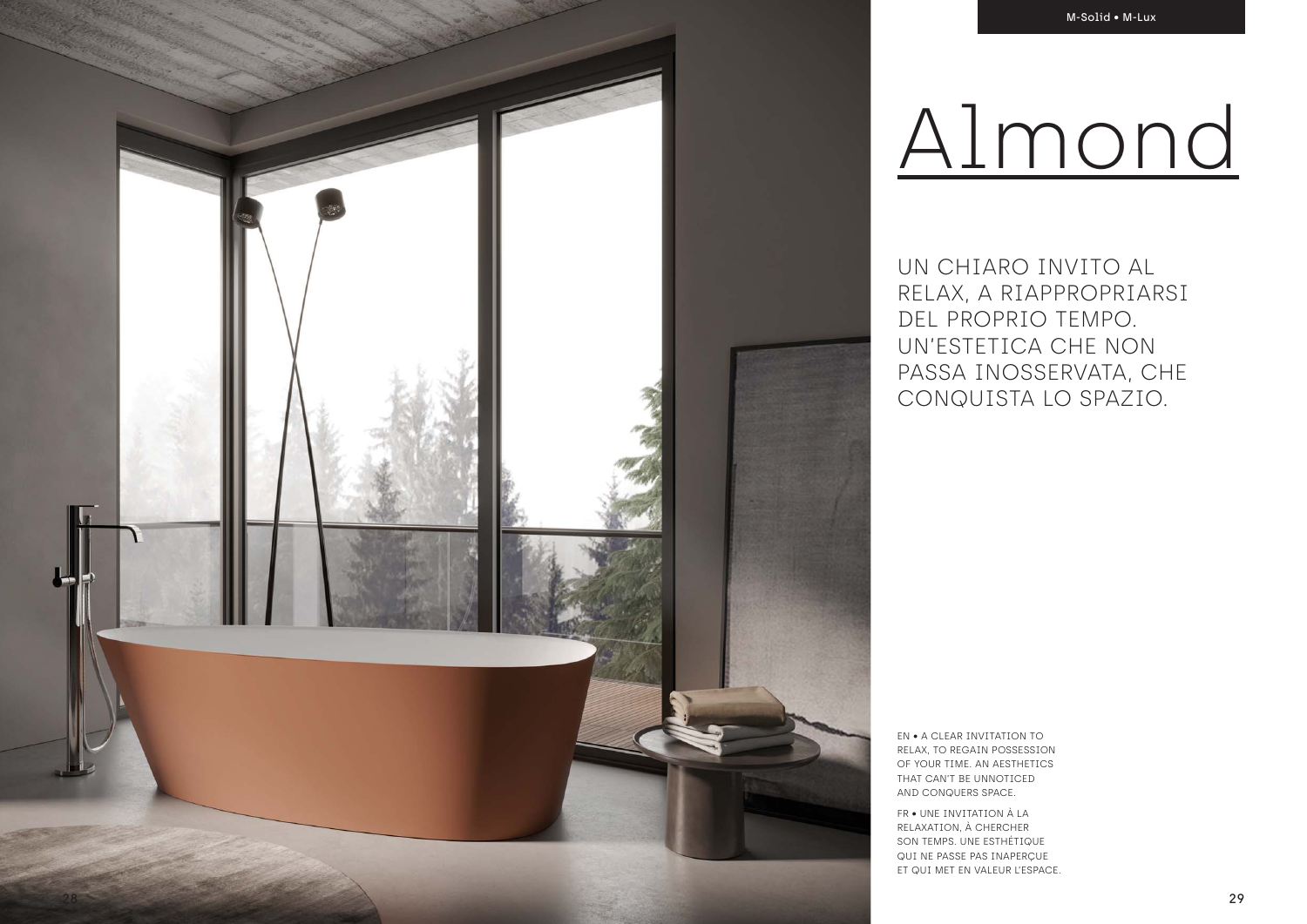M-Solid • M-Lux

# Almond

UN CHIARO INVITO AL RELAX, A RIAPPROPRIARSI DEL PROPRIO TEMPO. UN'ESTETICA CHE NON PASSA INOSSERVATA, CHE CONQUISTA LO SPAZIO.

EN • A CLEAR INVITATION TO RELAX, TO REGAIN POSSESSION OF YOUR TIME. AN AESTHETICS THAT CAN'T BE UNNOTICED AND CONQUERS SPACE.

FR • UNE INVITATION À LA RELAXATION, À CHERCHER SON TEMPS. UNE ESTHÉTIQUE QUI NE PASSE PAS INAPERÇUE ET QUI MET EN VALEUR L'ESPACE.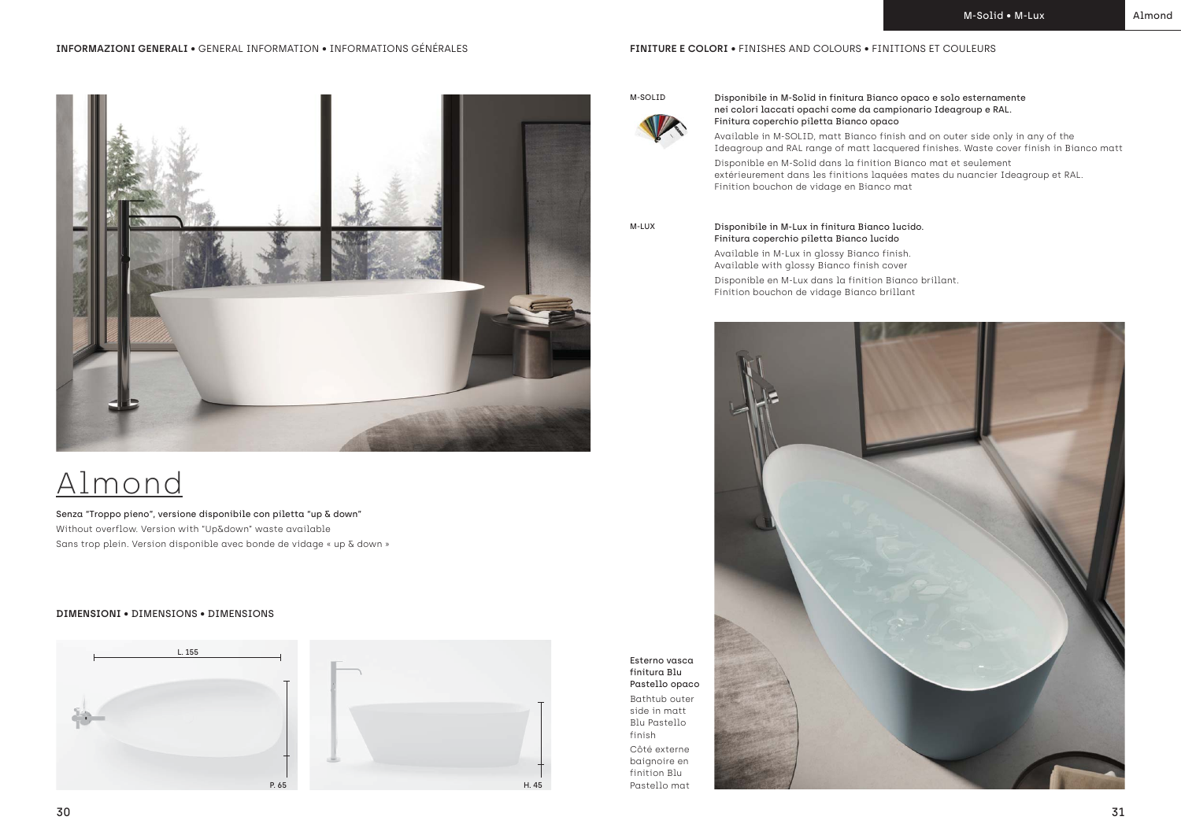**INFORMAZIONI GENERALI** • GENERAL INFORMATION • INFORMATIONS GÉNÉRALES

# Almond

Senza "Troppo pieno", versione disponibile con piletta "up & down"
Without overflow. Version with "Up&down" waste available
Sans trop plein. Version disponible avec bonde de vidage « up & down »

**DIMENSIONI** • DIMENSIONS • DIMENSIONS

L. 155

P. 65

H. 45

**FINITURE E COLORI** • FINISHES AND COLOURS • FINITIONS ET COULEURS

M-SOLID

Disponibile in M-Solid in finitura Bianco opaco e solo esternamente nei colori laccati opachi come da campionario Ideagroup e RAL.
Finitura coperchio piletta Bianco opaco

Available in M-SOLID, matt Bianco finish and on outer side only in any of the Ideagroup and RAL range of matt lacquered finishes. Waste cover finish in Bianco matt

Disponible en M-Solid dans la finition Bianco mat et seulement extérieurement dans les finitions laquées mates du nuancier Ideagroup et RAL.
Finition bouchon de vidage en Bianco mat

M-LUX

Disponibile in M-Lux in finitura Bianco lucido.
Finitura coperchio piletta Bianco lucido

Available in M-Lux in glossy Bianco finish.
Available with glossy Bianco finish cover

Disponible en M-Lux dans la finition Bianco brillant.
Finition bouchon de vidage Bianco brillant

Esterno vasca finitura Blu Pastello opaco

Bathtub outer side in matt Blu Pastello finish

Côté externe baignoire en finition Blu Pastello mat